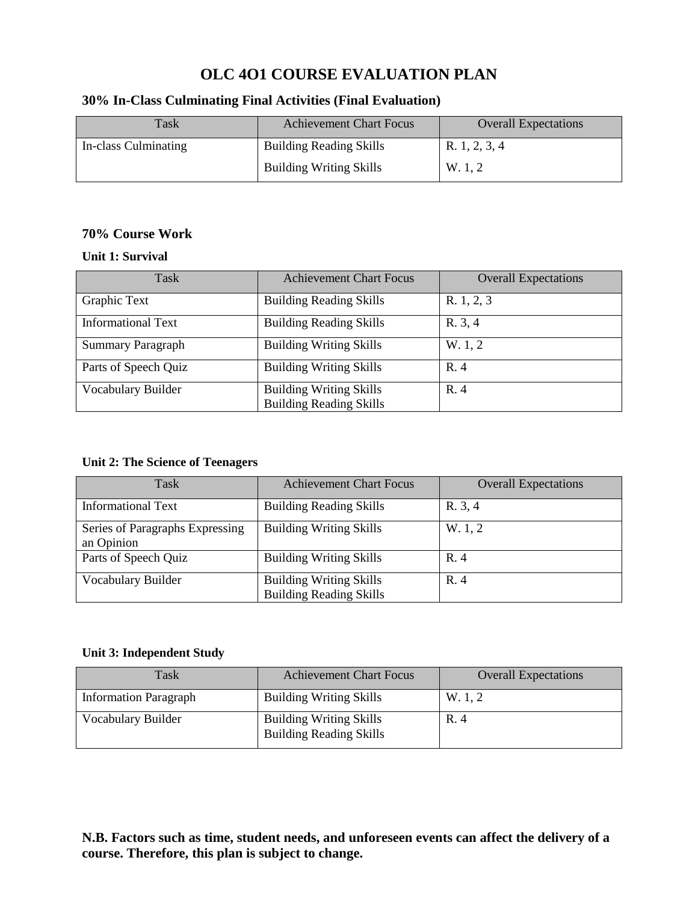# OLC 4O1 COURSE EVALUATION PLAN

## 30% In-Class Culminating Final Activities (Final Evaluation)

| Task | Achievement Chart Focus | Overall Expectations |
|---|---|---|
| In-class Culminating | Building Reading Skills<br>Building Writing Skills | R. 1, 2, 3, 4<br>W. 1, 2 |

## 70% Course Work

### Unit 1: Survival

| Task | Achievement Chart Focus | Overall Expectations |
|---|---|---|
| Graphic Text | Building Reading Skills | R. 1, 2, 3 |
| Informational Text | Building Reading Skills | R. 3, 4 |
| Summary Paragraph | Building Writing Skills | W. 1, 2 |
| Parts of Speech Quiz | Building Writing Skills | R. 4 |
| Vocabulary Builder | Building Writing Skills<br>Building Reading Skills | R. 4 |

### Unit 2: The Science of Teenagers

| Task | Achievement Chart Focus | Overall Expectations |
|---|---|---|
| Informational Text | Building Reading Skills | R. 3, 4 |
| Series of Paragraphs Expressing an Opinion | Building Writing Skills | W. 1, 2 |
| Parts of Speech Quiz | Building Writing Skills | R. 4 |
| Vocabulary Builder | Building Writing Skills<br>Building Reading Skills | R. 4 |

### Unit 3: Independent Study

| Task | Achievement Chart Focus | Overall Expectations |
|---|---|---|
| Information Paragraph | Building Writing Skills | W. 1, 2 |
| Vocabulary Builder | Building Writing Skills<br>Building Reading Skills | R. 4 |

**N.B. Factors such as time, student needs, and unforeseen events can affect the delivery of a course. Therefore, this plan is subject to change.**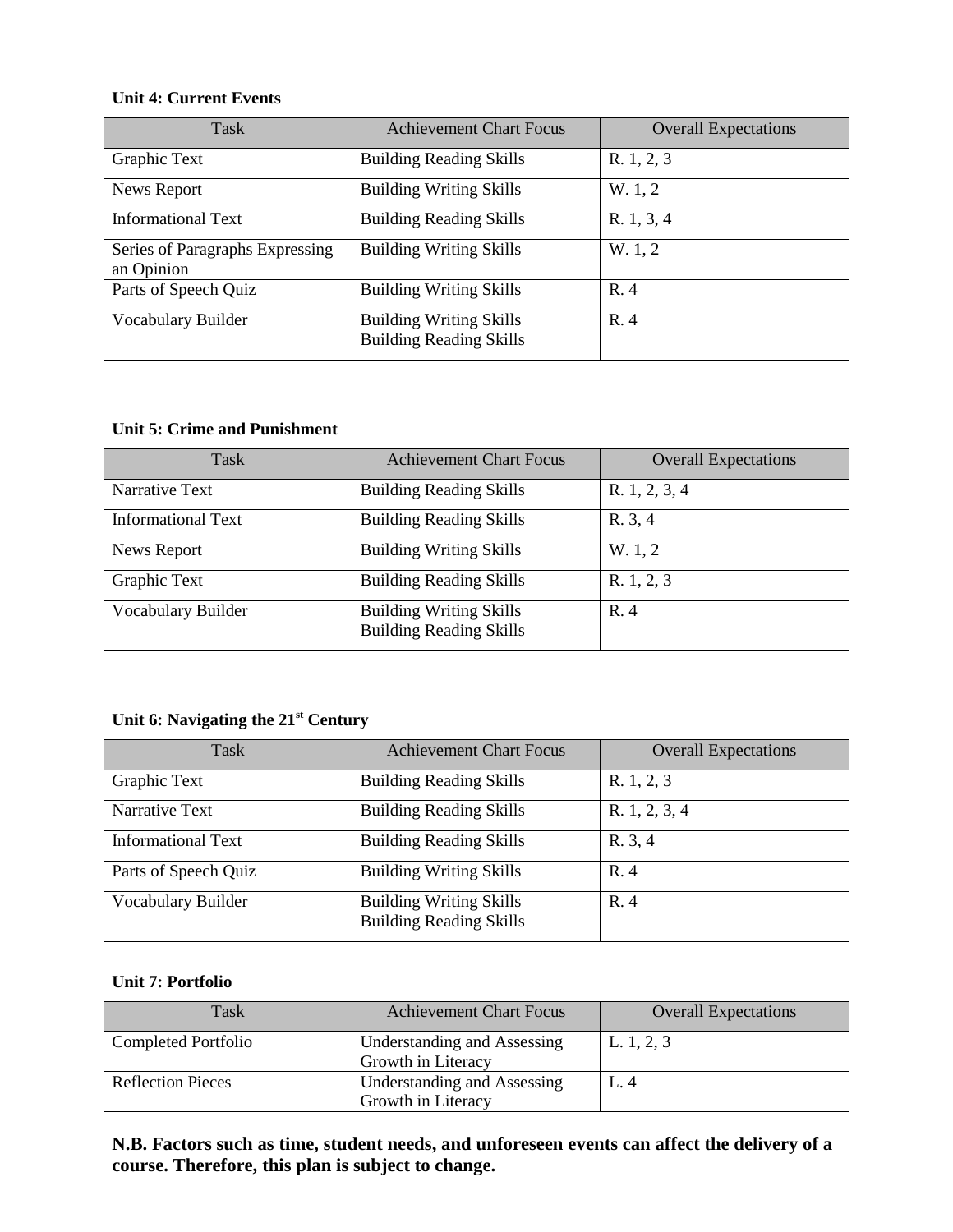**Unit 4: Current Events**

| Task | Achievement Chart Focus | Overall Expectations |
|---|---|---|
| Graphic Text | Building Reading Skills | R. 1, 2, 3 |
| News Report | Building Writing Skills | W. 1, 2 |
| Informational Text | Building Reading Skills | R. 1, 3, 4 |
| Series of Paragraphs Expressing an Opinion | Building Writing Skills | W. 1, 2 |
| Parts of Speech Quiz | Building Writing Skills | R. 4 |
| Vocabulary Builder | Building Writing Skills Building Reading Skills | R. 4 |

**Unit 5: Crime and Punishment**

| Task | Achievement Chart Focus | Overall Expectations |
|---|---|---|
| Narrative Text | Building Reading Skills | R. 1, 2, 3, 4 |
| Informational Text | Building Reading Skills | R. 3, 4 |
| News Report | Building Writing Skills | W. 1, 2 |
| Graphic Text | Building Reading Skills | R. 1, 2, 3 |
| Vocabulary Builder | Building Writing Skills Building Reading Skills | R. 4 |

**Unit 6: Navigating the 21st Century**

| Task | Achievement Chart Focus | Overall Expectations |
|---|---|---|
| Graphic Text | Building Reading Skills | R. 1, 2, 3 |
| Narrative Text | Building Reading Skills | R. 1, 2, 3, 4 |
| Informational Text | Building Reading Skills | R. 3, 4 |
| Parts of Speech Quiz | Building Writing Skills | R. 4 |
| Vocabulary Builder | Building Writing Skills Building Reading Skills | R. 4 |

**Unit 7: Portfolio**

| Task | Achievement Chart Focus | Overall Expectations |
|---|---|---|
| Completed Portfolio | Understanding and Assessing Growth in Literacy | L. 1, 2, 3 |
| Reflection Pieces | Understanding and Assessing Growth in Literacy | L. 4 |

**N.B. Factors such as time, student needs, and unforeseen events can affect the delivery of a course. Therefore, this plan is subject to change.**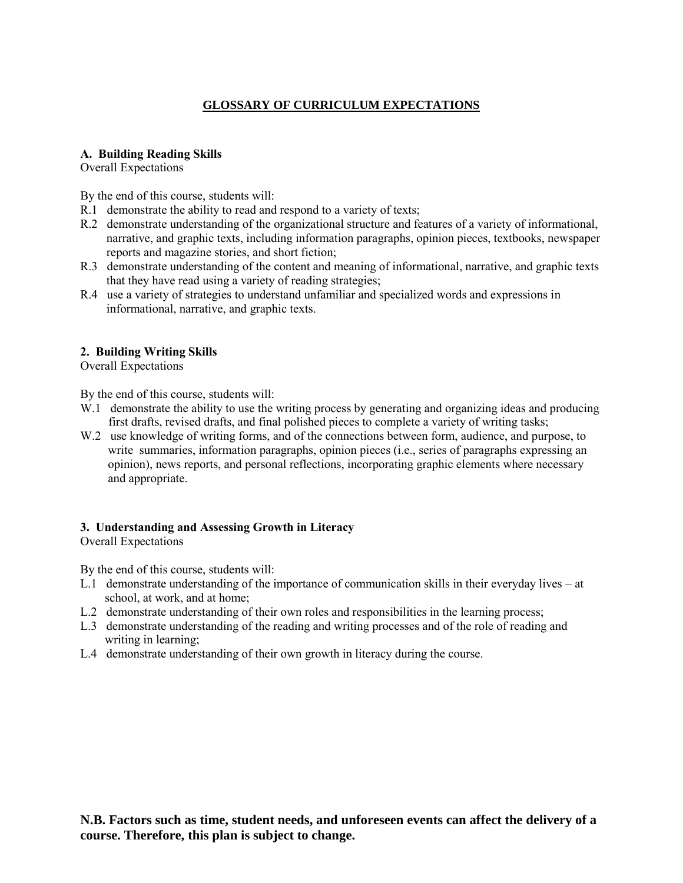## GLOSSARY OF CURRICULUM EXPECTATIONS

**A. Building Reading Skills**
Overall Expectations

By the end of this course, students will:

- R.1 demonstrate the ability to read and respond to a variety of texts;
- R.2 demonstrate understanding of the organizational structure and features of a variety of informational, narrative, and graphic texts, including information paragraphs, opinion pieces, textbooks, newspaper reports and magazine stories, and short fiction;
- R.3 demonstrate understanding of the content and meaning of informational, narrative, and graphic texts that they have read using a variety of reading strategies;
- R.4 use a variety of strategies to understand unfamiliar and specialized words and expressions in informational, narrative, and graphic texts.

**2. Building Writing Skills**
Overall Expectations

By the end of this course, students will:

- W.1 demonstrate the ability to use the writing process by generating and organizing ideas and producing first drafts, revised drafts, and final polished pieces to complete a variety of writing tasks;
- W.2 use knowledge of writing forms, and of the connections between form, audience, and purpose, to write summaries, information paragraphs, opinion pieces (i.e., series of paragraphs expressing an opinion), news reports, and personal reflections, incorporating graphic elements where necessary and appropriate.

**3. Understanding and Assessing Growth in Literacy**
Overall Expectations

By the end of this course, students will:

- L.1 demonstrate understanding of the importance of communication skills in their everyday lives – at school, at work, and at home;
- L.2 demonstrate understanding of their own roles and responsibilities in the learning process;
- L.3 demonstrate understanding of the reading and writing processes and of the role of reading and writing in learning;
- L.4 demonstrate understanding of their own growth in literacy during the course.

**N.B. Factors such as time, student needs, and unforeseen events can affect the delivery of a course. Therefore, this plan is subject to change.**